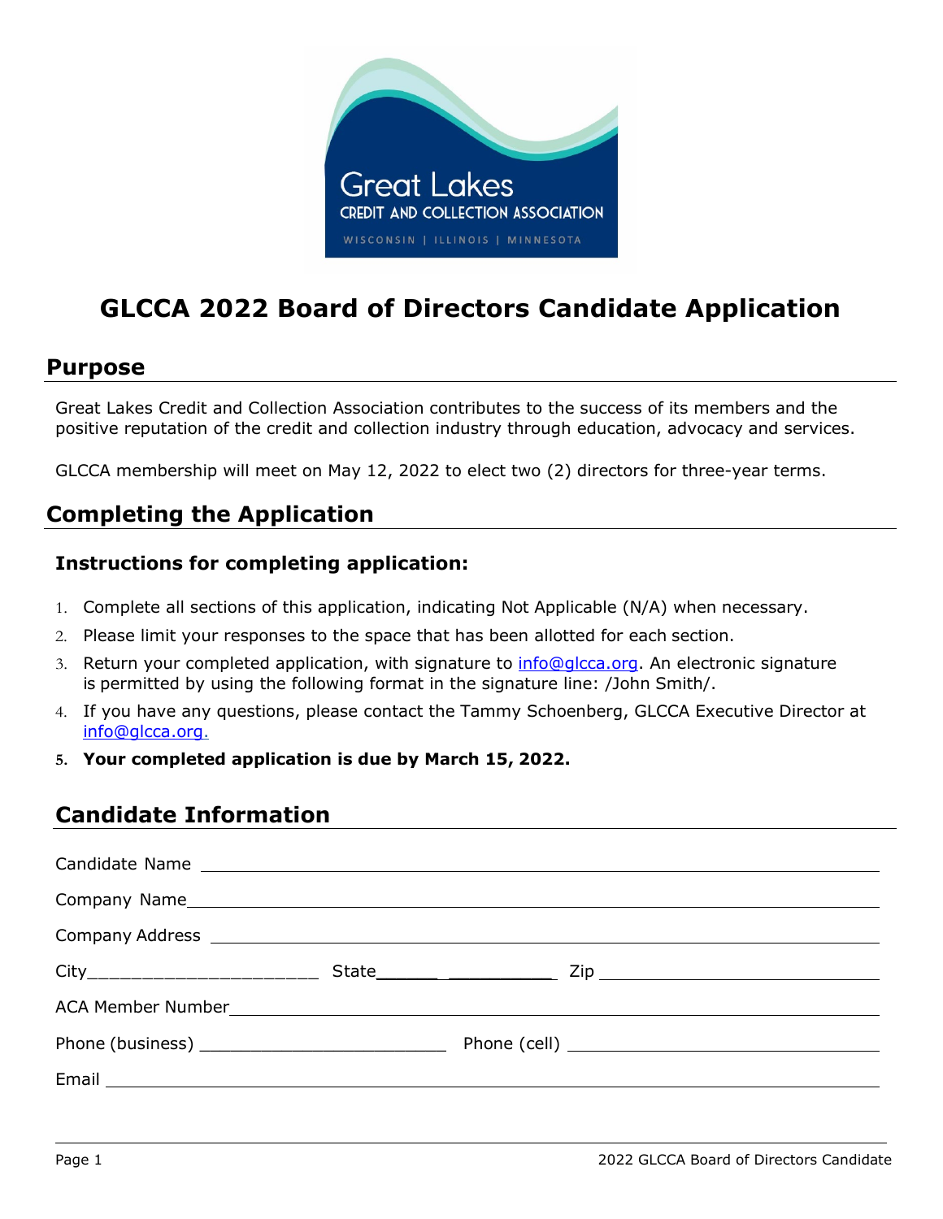# GLCCA 2022 Board of Directors Candidate Application

## Purpose

Great Lakes Credit and Collection Association contributes to the success of its members and the positive reputation of the credit and collection industry through education, advocacy and services.

GLCCA membership will meet on May 12, 2022 to elect two (2) directors for three-year terms.

## Completing the Application

### Instructions for completing application:

1. Complete all sections of this application, indicating Not Applicable (N/A) when necessary.
2. Please limit your responses to the space that has been allotted for each section.
3. Return your completed application, with signature to info@glcca.org. An electronic signature is permitted by using the following format in the signature line: /John Smith/.
4. If you have any questions, please contact the Tammy Schoenberg, GLCCA Executive Director at info@glcca.org.
5. **Your completed application is due by March 15, 2022.**

## Candidate Information

Candidate Name ____________________

Company Name ____________________

Company Address ____________________

City ____________________ State ____________________ Zip ____________________

ACA Member Number ____________________

Phone (business) ____________________ Phone (cell) ____________________

Email ____________________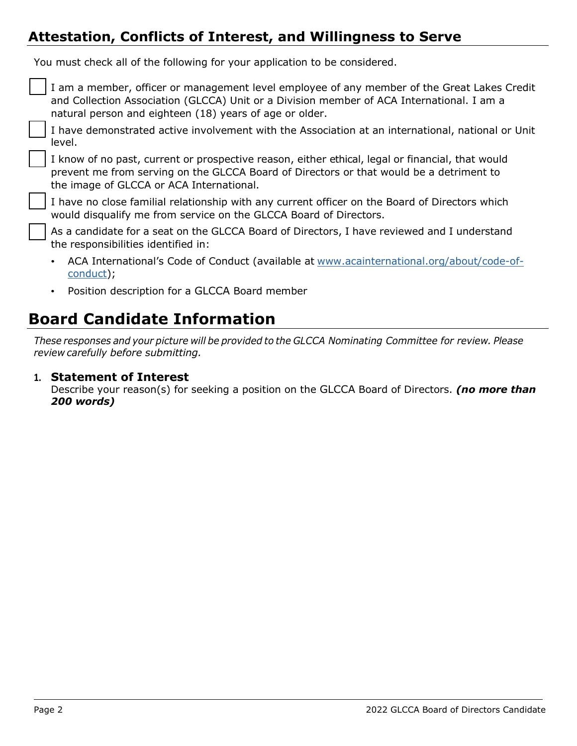## Attestation, Conflicts of Interest, and Willingness to Serve

You must check all of the following for your application to be considered.

- [ ] I am a member, officer or management level employee of any member of the Great Lakes Credit and Collection Association (GLCCA) Unit or a Division member of ACA International. I am a natural person and eighteen (18) years of age or older.
- [ ] I have demonstrated active involvement with the Association at an international, national or Unit level.
- [ ] I know of no past, current or prospective reason, either ethical, legal or financial, that would prevent me from serving on the GLCCA Board of Directors or that would be a detriment to the image of GLCCA or ACA International.
- [ ] I have no close familial relationship with any current officer on the Board of Directors which would disqualify me from service on the GLCCA Board of Directors.
- [ ] As a candidate for a seat on the GLCCA Board of Directors, I have reviewed and I understand the responsibilities identified in:
  - ACA International's Code of Conduct (available at [www.acainternational.org/about/code-of-conduct](www.acainternational.org/about/code-of-conduct));
  - Position description for a GLCCA Board member

# Board Candidate Information

*These responses and your picture will be provided to the GLCCA Nominating Committee for review. Please review carefully before submitting.*

1. **Statement of Interest**
   Describe your reason(s) for seeking a position on the GLCCA Board of Directors. ***(no more than 200 words)***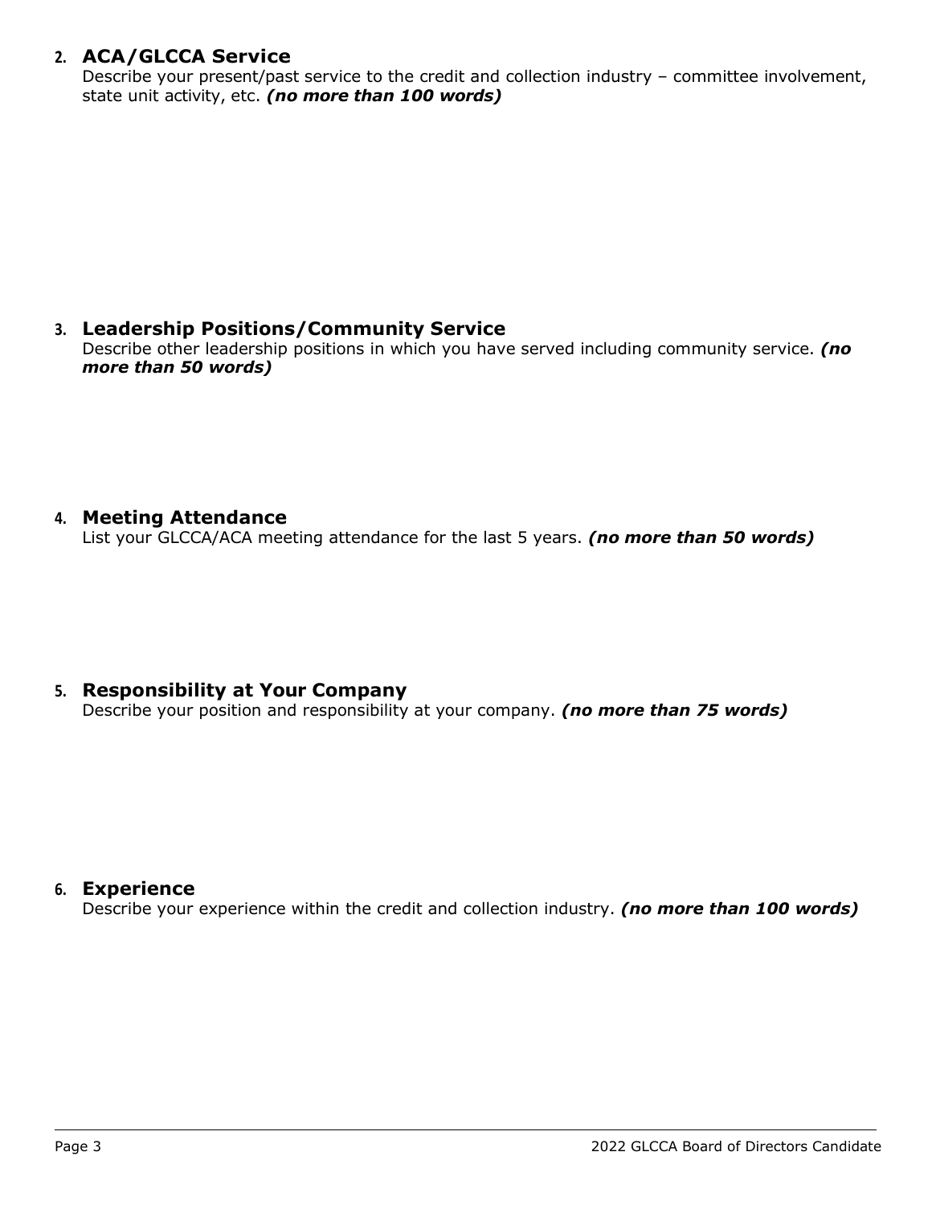## 2. ACA/GLCCA Service

Describe your present/past service to the credit and collection industry – committee involvement, state unit activity, etc. ***(no more than 100 words)***

## 3. Leadership Positions/Community Service

Describe other leadership positions in which you have served including community service. ***(no more than 50 words)***

## 4. Meeting Attendance

List your GLCCA/ACA meeting attendance for the last 5 years. ***(no more than 50 words)***

## 5. Responsibility at Your Company

Describe your position and responsibility at your company. ***(no more than 75 words)***

## 6. Experience

Describe your experience within the credit and collection industry. ***(no more than 100 words)***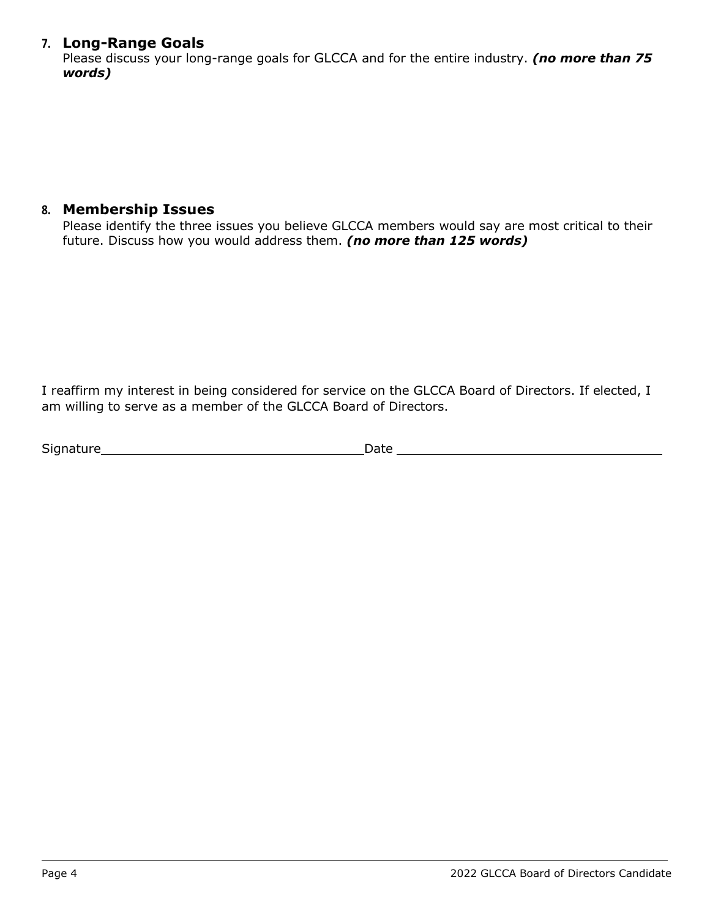## 7. Long-Range Goals

Please discuss your long-range goals for GLCCA and for the entire industry. ***(no more than 75 words)***

## 8. Membership Issues

Please identify the three issues you believe GLCCA members would say are most critical to their future. Discuss how you would address them. ***(no more than 125 words)***

I reaffirm my interest in being considered for service on the GLCCA Board of Directors. If elected, I am willing to serve as a member of the GLCCA Board of Directors.

Signature\_\_\_\_\_\_\_\_\_\_\_\_\_\_\_\_\_\_\_\_\_\_\_\_\_\_\_\_\_\_\_\_\_\_ Date \_\_\_\_\_\_\_\_\_\_\_\_\_\_\_\_\_\_\_\_\_\_\_\_\_\_\_\_\_\_\_\_\_\_